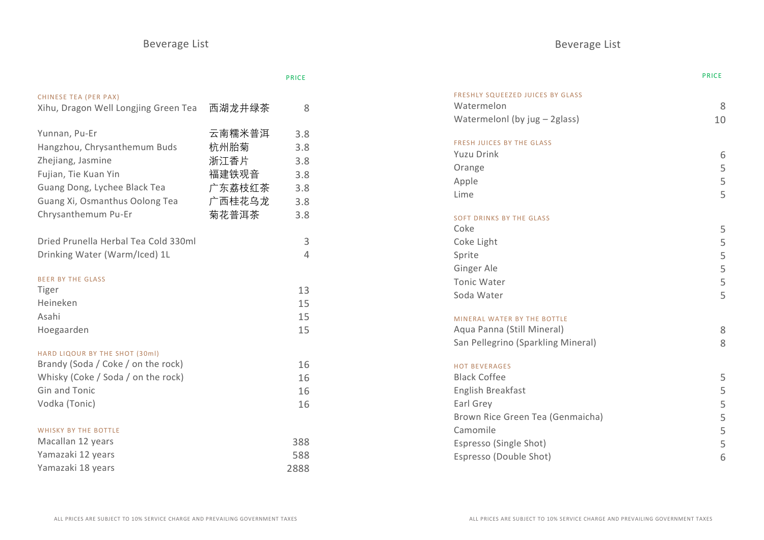# Beverage List

| | | PRICE |
|---|---|---|
| **CHINESE TEA (PER PAX)** | | |
| Xihu, Dragon Well Longjing Green Tea | 西湖龙井绿茶 | 8 |
| Yunnan, Pu-Er | 云南糯米普洱 | 3.8 |
| Hangzhou, Chrysanthemum Buds | 杭州胎菊 | 3.8 |
| Zhejiang, Jasmine | 浙江香片 | 3.8 |
| Fujian, Tie Kuan Yin | 福建铁观音 | 3.8 |
| Guang Dong, Lychee Black Tea | 广东荔枝红茶 | 3.8 |
| Guang Xi, Osmanthus Oolong Tea | 广西桂花乌龙 | 3.8 |
| Chrysanthemum Pu-Er | 菊花普洱茶 | 3.8 |
| Dried Prunella Herbal Tea Cold 330ml | | 3 |
| Drinking Water (Warm/Iced) 1L | | 4 |
| **BEER BY THE GLASS** | | |
| Tiger | | 13 |
| Heineken | | 15 |
| Asahi | | 15 |
| Hoegaarden | | 15 |
| **HARD LIQOUR BY THE SHOT (30ml)** | | |
| Brandy (Soda / Coke / on the rock) | | 16 |
| Whisky (Coke / Soda / on the rock) | | 16 |
| Gin and Tonic | | 16 |
| Vodka (Tonic) | | 16 |
| **WHISKY BY THE BOTTLE** | | |
| Macallan 12 years | | 388 |
| Yamazaki 12 years | | 588 |
| Yamazaki 18 years | | 2888 |

ALL PRICES ARE SUBJECT TO 10% SERVICE CHARGE AND PREVAILING GOVERNMENT TAXES

# Beverage List

| | PRICE |
|---|---|
| **FRESHLY SQUEEZED JUICES BY GLASS** | |
| Watermelon | 8 |
| Watermelonl (by jug – 2glass) | 10 |
| **FRESH JUICES BY THE GLASS** | |
| Yuzu Drink | 6 |
| Orange | 5 |
| Apple | 5 |
| Lime | 5 |
| **SOFT DRINKS BY THE GLASS** | |
| Coke | 5 |
| Coke Light | 5 |
| Sprite | 5 |
| Ginger Ale | 5 |
| Tonic Water | 5 |
| Soda Water | 5 |
| **MINERAL WATER BY THE BOTTLE** | |
| Aqua Panna (Still Mineral) | 8 |
| San Pellegrino (Sparkling Mineral) | 8 |
| **HOT BEVERAGES** | |
| Black Coffee | 5 |
| English Breakfast | 5 |
| Earl Grey | 5 |
| Brown Rice Green Tea (Genmaicha) | 5 |
| Camomile | 5 |
| Espresso (Single Shot) | 5 |
| Espresso (Double Shot) | 6 |

ALL PRICES ARE SUBJECT TO 10% SERVICE CHARGE AND PREVAILING GOVERNMENT TAXES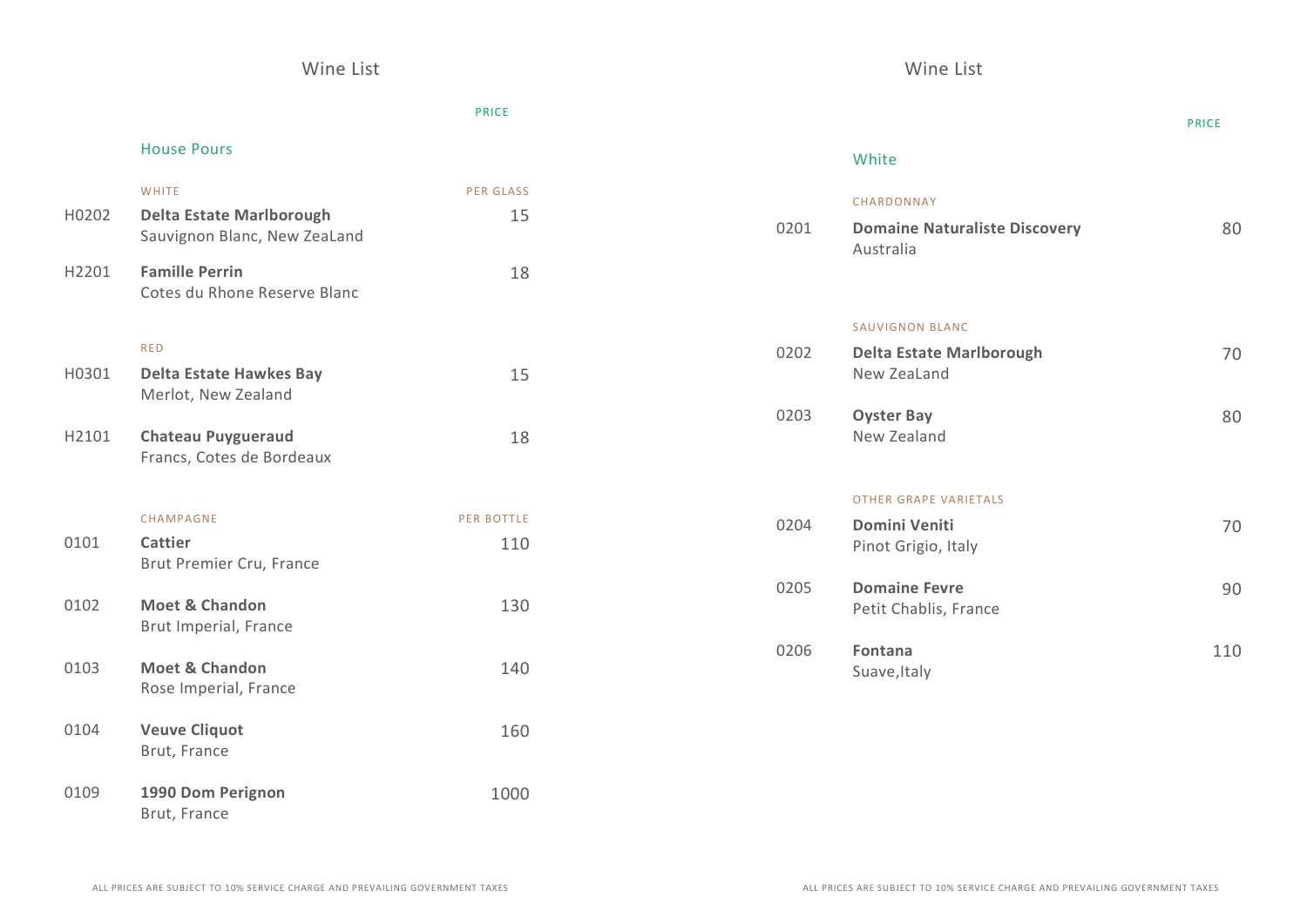## Wine List

### House Pours

| | WHITE | PER GLASS |
|---|---|---|
| H0202 | **Delta Estate Marlborough**<br>Sauvignon Blanc, New ZeaLand | 15 |
| H2201 | **Famille Perrin**<br>Cotes du Rhone Reserve Blanc | 18 |

| | RED | |
|---|---|---|
| H0301 | **Delta Estate Hawkes Bay**<br>Merlot, New Zealand | 15 |
| H2101 | **Chateau Puygueraud**<br>Francs, Cotes de Bordeaux | 18 |

| | CHAMPAGNE | PER BOTTLE |
|---|---|---|
| 0101 | **Cattier**<br>Brut Premier Cru, France | 110 |
| 0102 | **Moet & Chandon**<br>Brut Imperial, France | 130 |
| 0103 | **Moet & Chandon**<br>Rose Imperial, France | 140 |
| 0104 | **Veuve Cliquot**<br>Brut, France | 160 |
| 0109 | **1990 Dom Perignon**<br>Brut, France | 1000 |

ALL PRICES ARE SUBJECT TO 10% SERVICE CHARGE AND PREVAILING GOVERNMENT TAXES

## Wine List

### White

| | CHARDONNAY | PRICE |
|---|---|---|
| 0201 | **Domaine Naturaliste Discovery**<br>Australia | 80 |

| | SAUVIGNON BLANC | |
|---|---|---|
| 0202 | **Delta Estate Marlborough**<br>New ZeaLand | 70 |
| 0203 | **Oyster Bay**<br>New Zealand | 80 |

| | OTHER GRAPE VARIETALS | |
|---|---|---|
| 0204 | **Domini Veniti**<br>Pinot Grigio, Italy | 70 |
| 0205 | **Domaine Fevre**<br>Petit Chablis, France | 90 |
| 0206 | **Fontana**<br>Suave,Italy | 110 |

ALL PRICES ARE SUBJECT TO 10% SERVICE CHARGE AND PREVAILING GOVERNMENT TAXES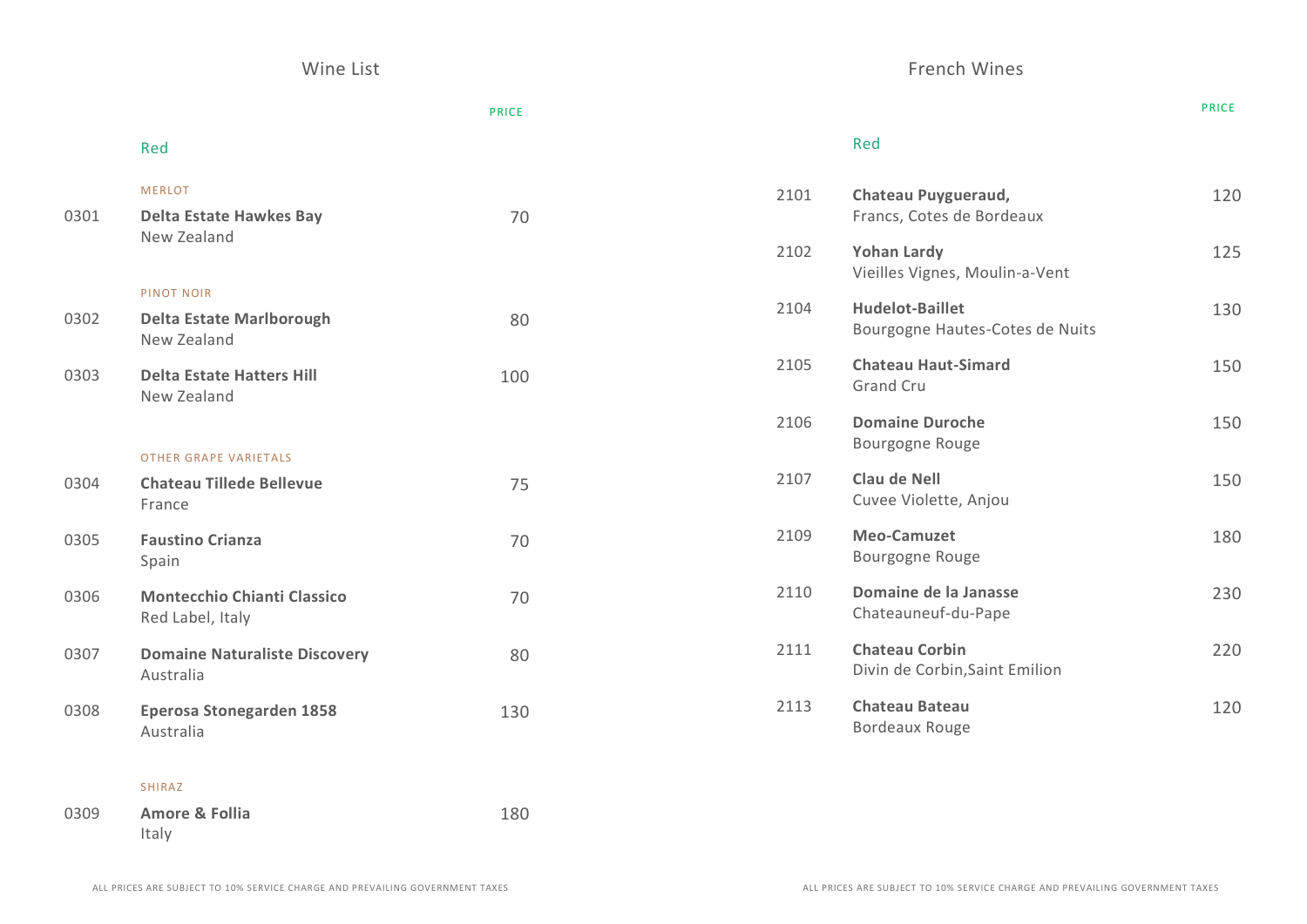## Wine List

PRICE

### Red

#### MERLOT

| No. | Wine | Price |
|---|---|---|
| 0301 | **Delta Estate Hawkes Bay**<br>New Zealand | 70 |

#### PINOT NOIR

| No. | Wine | Price |
|---|---|---|
| 0302 | **Delta Estate Marlborough**<br>New Zealand | 80 |
| 0303 | **Delta Estate Hatters Hill**<br>New Zealand | 100 |

#### OTHER GRAPE VARIETALS

| No. | Wine | Price |
|---|---|---|
| 0304 | **Chateau Tillede Bellevue**<br>France | 75 |
| 0305 | **Faustino Crianza**<br>Spain | 70 |
| 0306 | **Montecchio Chianti Classico**<br>Red Label, Italy | 70 |
| 0307 | **Domaine Naturaliste Discovery**<br>Australia | 80 |
| 0308 | **Eperosa Stonegarden 1858**<br>Australia | 130 |

#### SHIRAZ

| No. | Wine | Price |
|---|---|---|
| 0309 | **Amore & Follia**<br>Italy | 180 |

ALL PRICES ARE SUBJECT TO 10% SERVICE CHARGE AND PREVAILING GOVERNMENT TAXES

## French Wines

PRICE

### Red

| No. | Wine | Price |
|---|---|---|
| 2101 | **Chateau Puygueraud,**<br>Francs, Cotes de Bordeaux | 120 |
| 2102 | **Yohan Lardy**<br>Vieilles Vignes, Moulin-a-Vent | 125 |
| 2104 | **Hudelot-Baillet**<br>Bourgogne Hautes-Cotes de Nuits | 130 |
| 2105 | **Chateau Haut-Simard**<br>Grand Cru | 150 |
| 2106 | **Domaine Duroche**<br>Bourgogne Rouge | 150 |
| 2107 | **Clau de Nell**<br>Cuvee Violette, Anjou | 150 |
| 2109 | **Meo-Camuzet**<br>Bourgogne Rouge | 180 |
| 2110 | **Domaine de la Janasse**<br>Chateauneuf-du-Pape | 230 |
| 2111 | **Chateau Corbin**<br>Divin de Corbin,Saint Emilion | 220 |
| 2113 | **Chateau Bateau**<br>Bordeaux Rouge | 120 |

ALL PRICES ARE SUBJECT TO 10% SERVICE CHARGE AND PREVAILING GOVERNMENT TAXES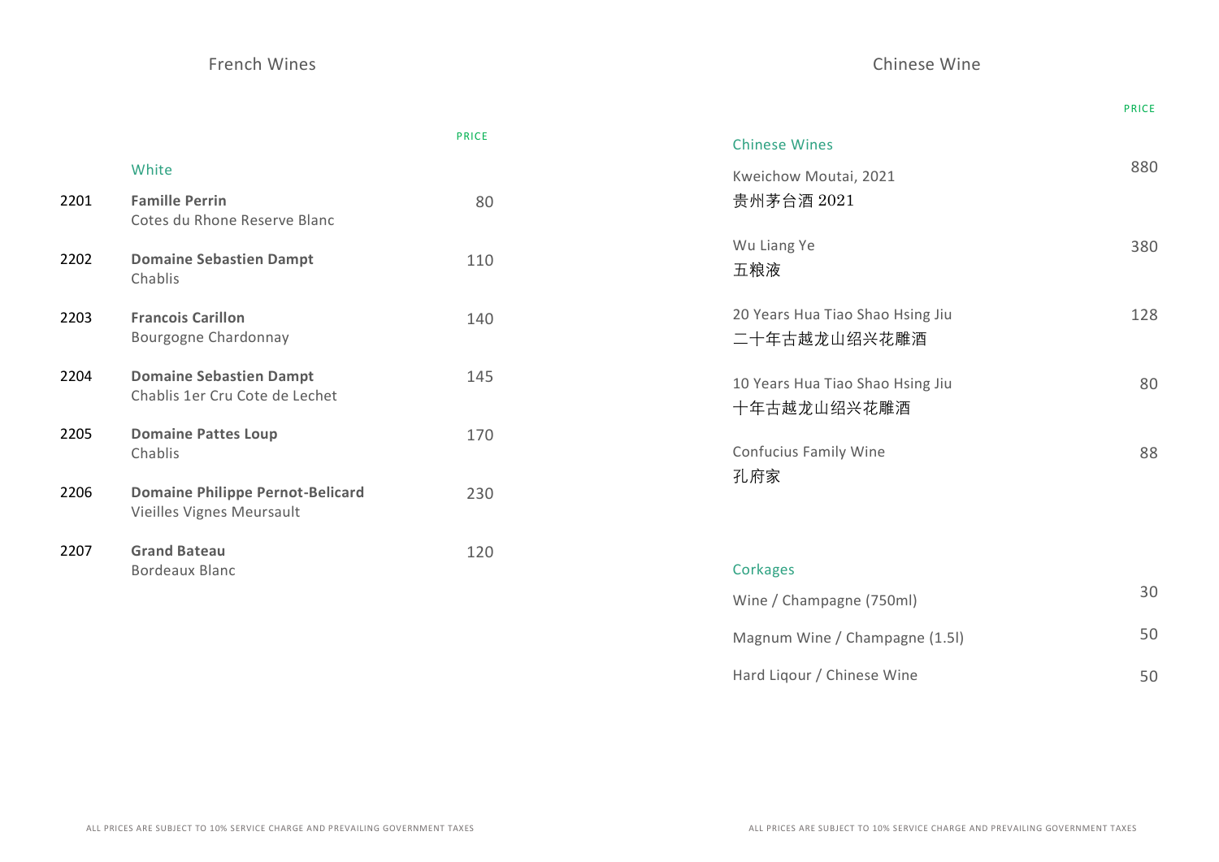## French Wines

### White

| | | PRICE |
|---|---|---|
| 2201 | **Famille Perrin**<br>Cotes du Rhone Reserve Blanc | 80 |
| 2202 | **Domaine Sebastien Dampt**<br>Chablis | 110 |
| 2203 | **Francois Carillon**<br>Bourgogne Chardonnay | 140 |
| 2204 | **Domaine Sebastien Dampt**<br>Chablis 1er Cru Cote de Lechet | 145 |
| 2205 | **Domaine Pattes Loup**<br>Chablis | 170 |
| 2206 | **Domaine Philippe Pernot-Belicard**<br>Vieilles Vignes Meursault | 230 |
| 2207 | **Grand Bateau**<br>Bordeaux Blanc | 120 |

ALL PRICES ARE SUBJECT TO 10% SERVICE CHARGE AND PREVAILING GOVERNMENT TAXES

## Chinese Wine

### Chinese Wines

| | PRICE |
|---|---|
| Kweichow Moutai, 2021<br>贵州茅台酒 2021 | 880 |
| Wu Liang Ye<br>五粮液 | 380 |
| 20 Years Hua Tiao Shao Hsing Jiu<br>二十年古越龙山绍兴花雕酒 | 128 |
| 10 Years Hua Tiao Shao Hsing Jiu<br>十年古越龙山绍兴花雕酒 | 80 |
| Confucius Family Wine<br>孔府家 | 88 |

### Corkages

| | |
|---|---|
| Wine / Champagne (750ml) | 30 |
| Magnum Wine / Champagne (1.5l) | 50 |
| Hard Liqour / Chinese Wine | 50 |

ALL PRICES ARE SUBJECT TO 10% SERVICE CHARGE AND PREVAILING GOVERNMENT TAXES